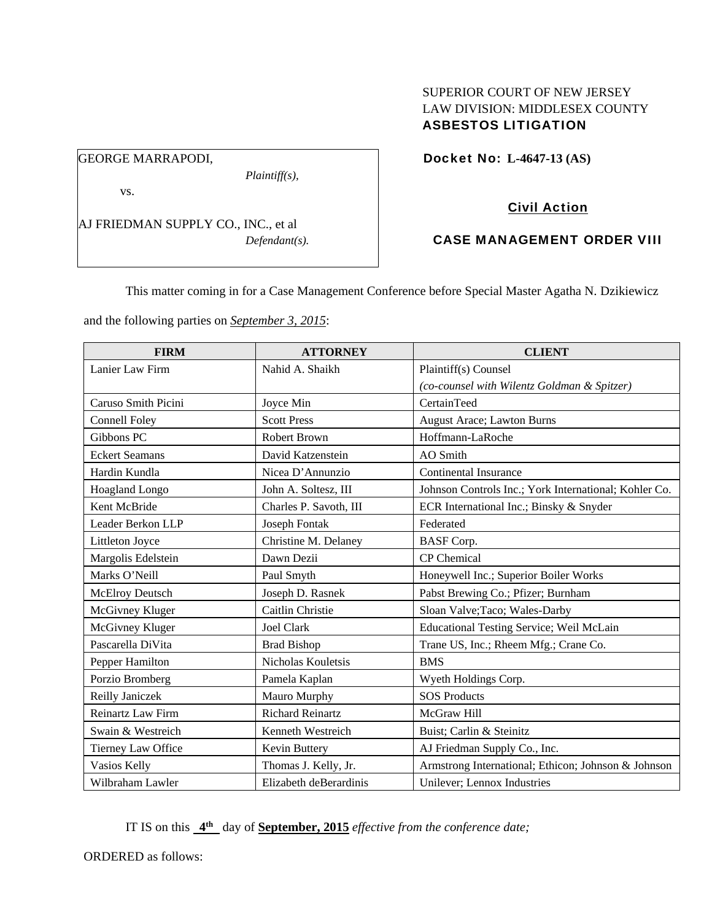SUPERIOR COURT OF NEW JERSEY
LAW DIVISION: MIDDLESEX COUNTY
**ASBESTOS LITIGATION**

GEORGE MARRAPODI,
*Plaintiff(s),*

vs.

AJ FRIEDMAN SUPPLY CO., INC., et al
*Defendant(s).*

**Docket No: L-4647-13 (AS)**

**Civil Action**

**CASE MANAGEMENT ORDER VIII**

This matter coming in for a Case Management Conference before Special Master Agatha N. Dzikiewicz and the following parties on *September 3, 2015*:

| FIRM | ATTORNEY | CLIENT |
|---|---|---|
| Lanier Law Firm | Nahid A. Shaikh | Plaintiff(s) Counsel *(co-counsel with Wilentz Goldman & Spitzer)* |
| Caruso Smith Picini | Joyce Min | CertainTeed |
| Connell Foley | Scott Press | August Arace; Lawton Burns |
| Gibbons PC | Robert Brown | Hoffmann-LaRoche |
| Eckert Seamans | David Katzenstein | AO Smith |
| Hardin Kundla | Nicea D'Annunzio | Continental Insurance |
| Hoagland Longo | John A. Soltesz, III | Johnson Controls Inc.; York International; Kohler Co. |
| Kent McBride | Charles P. Savoth, III | ECR International Inc.; Binsky & Snyder |
| Leader Berkon LLP | Joseph Fontak | Federated |
| Littleton Joyce | Christine M. Delaney | BASF Corp. |
| Margolis Edelstein | Dawn Dezii | CP Chemical |
| Marks O'Neill | Paul Smyth | Honeywell Inc.; Superior Boiler Works |
| McElroy Deutsch | Joseph D. Rasnek | Pabst Brewing Co.; Pfizer; Burnham |
| McGivney Kluger | Caitlin Christie | Sloan Valve;Taco; Wales-Darby |
| McGivney Kluger | Joel Clark | Educational Testing Service; Weil McLain |
| Pascarella DiVita | Brad Bishop | Trane US, Inc.; Rheem Mfg.; Crane Co. |
| Pepper Hamilton | Nicholas Kouletsis | BMS |
| Porzio Bromberg | Pamela Kaplan | Wyeth Holdings Corp. |
| Reilly Janiczek | Mauro Murphy | SOS Products |
| Reinartz Law Firm | Richard Reinartz | McGraw Hill |
| Swain & Westreich | Kenneth Westreich | Buist; Carlin & Steinitz |
| Tierney Law Office | Kevin Buttery | AJ Friedman Supply Co., Inc. |
| Vasios Kelly | Thomas J. Kelly, Jr. | Armstrong International; Ethicon; Johnson & Johnson |
| Wilbraham Lawler | Elizabeth deBerardinis | Unilever; Lennox Industries |

IT IS on this **4th** day of **September, 2015** *effective from the conference date;*

ORDERED as follows: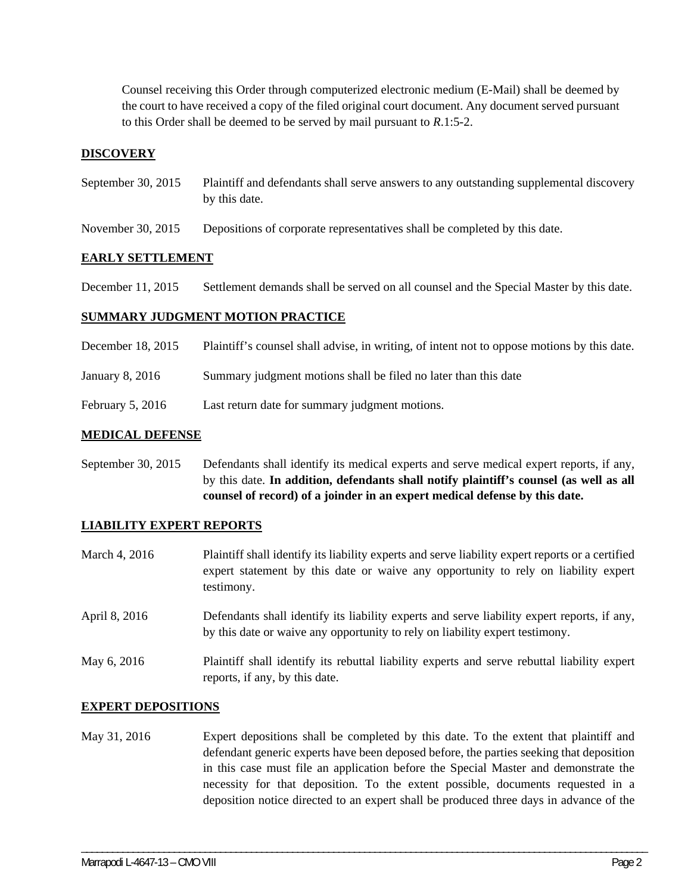Counsel receiving this Order through computerized electronic medium (E-Mail) shall be deemed by the court to have received a copy of the filed original court document. Any document served pursuant to this Order shall be deemed to be served by mail pursuant to *R*.1:5-2.

## DISCOVERY

| | |
|---|---|
| September 30, 2015 | Plaintiff and defendants shall serve answers to any outstanding supplemental discovery by this date. |
| November 30, 2015 | Depositions of corporate representatives shall be completed by this date. |

## EARLY SETTLEMENT

| | |
|---|---|
| December 11, 2015 | Settlement demands shall be served on all counsel and the Special Master by this date. |

## SUMMARY JUDGMENT MOTION PRACTICE

| | |
|---|---|
| December 18, 2015 | Plaintiff's counsel shall advise, in writing, of intent not to oppose motions by this date. |
| January 8, 2016 | Summary judgment motions shall be filed no later than this date |
| February 5, 2016 | Last return date for summary judgment motions. |

## MEDICAL DEFENSE

| | |
|---|---|
| September 30, 2015 | Defendants shall identify its medical experts and serve medical expert reports, if any, by this date. **In addition, defendants shall notify plaintiff's counsel (as well as all counsel of record) of a joinder in an expert medical defense by this date.** |

## LIABILITY EXPERT REPORTS

| | |
|---|---|
| March 4, 2016 | Plaintiff shall identify its liability experts and serve liability expert reports or a certified expert statement by this date or waive any opportunity to rely on liability expert testimony. |
| April 8, 2016 | Defendants shall identify its liability experts and serve liability expert reports, if any, by this date or waive any opportunity to rely on liability expert testimony. |
| May 6, 2016 | Plaintiff shall identify its rebuttal liability experts and serve rebuttal liability expert reports, if any, by this date. |

## EXPERT DEPOSITIONS

| | |
|---|---|
| May 31, 2016 | Expert depositions shall be completed by this date. To the extent that plaintiff and defendant generic experts have been deposed before, the parties seeking that deposition in this case must file an application before the Special Master and demonstrate the necessity for that deposition. To the extent possible, documents requested in a deposition notice directed to an expert shall be produced three days in advance of the |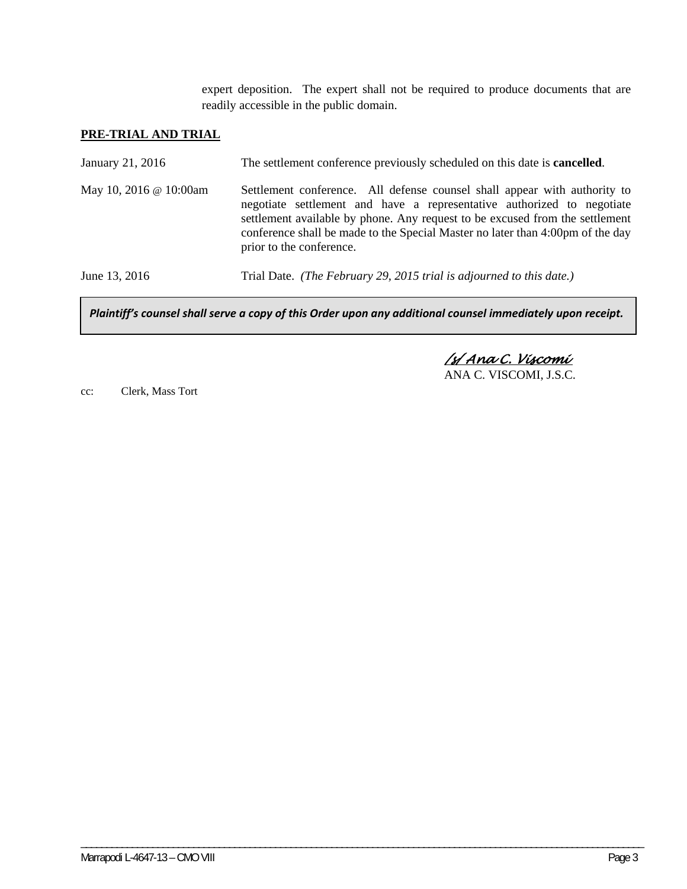expert deposition. The expert shall not be required to produce documents that are readily accessible in the public domain.

**PRE-TRIAL AND TRIAL**

| | |
|---|---|
| January 21, 2016 | The settlement conference previously scheduled on this date is **cancelled**. |
| May 10, 2016 @ 10:00am | Settlement conference. All defense counsel shall appear with authority to negotiate settlement and have a representative authorized to negotiate settlement available by phone. Any request to be excused from the settlement conference shall be made to the Special Master no later than 4:00pm of the day prior to the conference. |
| June 13, 2016 | Trial Date. *(The February 29, 2015 trial is adjourned to this date.)* |

***Plaintiff's counsel shall serve a copy of this Order upon any additional counsel immediately upon receipt.***

*/s/ Ana C. Viscomi*
ANA C. VISCOMI, J.S.C.

cc: Clerk, Mass Tort